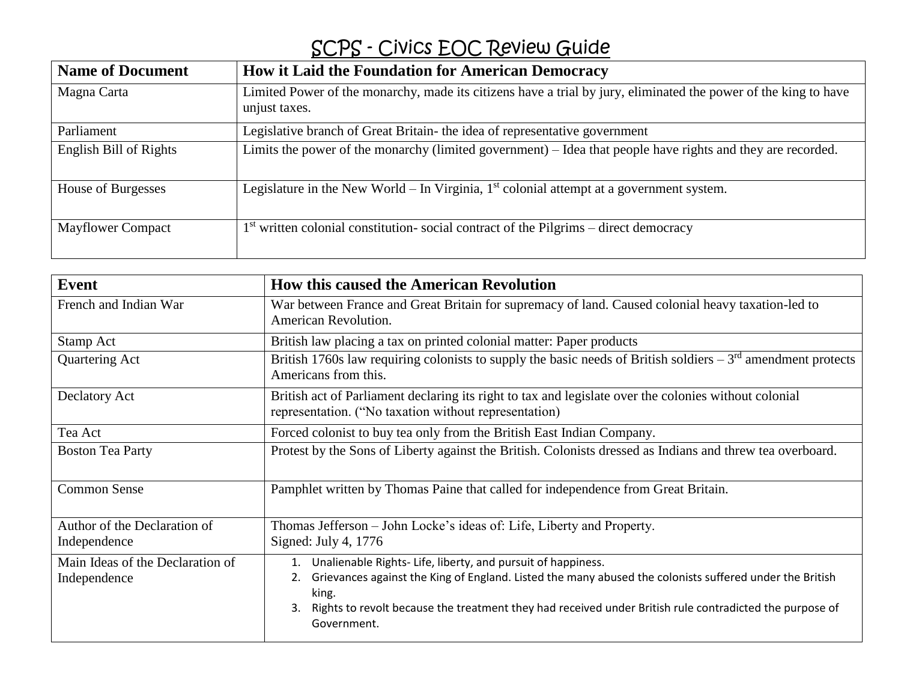# SCPS - Civics EOC Review Guide

| Name of Document | How it Laid the Foundation for American Democracy |
|---|---|
| Magna Carta | Limited Power of the monarchy, made its citizens have a trial by jury, eliminated the power of the king to have unjust taxes. |
| Parliament | Legislative branch of Great Britain- the idea of representative government |
| English Bill of Rights | Limits the power of the monarchy (limited government) – Idea that people have rights and they are recorded. |
| House of Burgesses | Legislature in the New World – In Virginia, 1st colonial attempt at a government system. |
| Mayflower Compact | 1st written colonial constitution- social contract of the Pilgrims – direct democracy |

| Event | How this caused the American Revolution |
|---|---|
| French and Indian War | War between France and Great Britain for supremacy of land. Caused colonial heavy taxation-led to American Revolution. |
| Stamp Act | British law placing a tax on printed colonial matter: Paper products |
| Quartering Act | British 1760s law requiring colonists to supply the basic needs of British soldiers – 3rd amendment protects Americans from this. |
| Declatory Act | British act of Parliament declaring its right to tax and legislate over the colonies without colonial representation. ("No taxation without representation) |
| Tea Act | Forced colonist to buy tea only from the British East Indian Company. |
| Boston Tea Party | Protest by the Sons of Liberty against the British. Colonists dressed as Indians and threw tea overboard. |
| Common Sense | Pamphlet written by Thomas Paine that called for independence from Great Britain. |
| Author of the Declaration of Independence | Thomas Jefferson – John Locke's ideas of: Life, Liberty and Property.<br>Signed: July 4, 1776 |
| Main Ideas of the Declaration of Independence | 1. Unalienable Rights- Life, liberty, and pursuit of happiness.<br>2. Grievances against the King of England. Listed the many abused the colonists suffered under the British king.<br>3. Rights to revolt because the treatment they had received under British rule contradicted the purpose of Government. |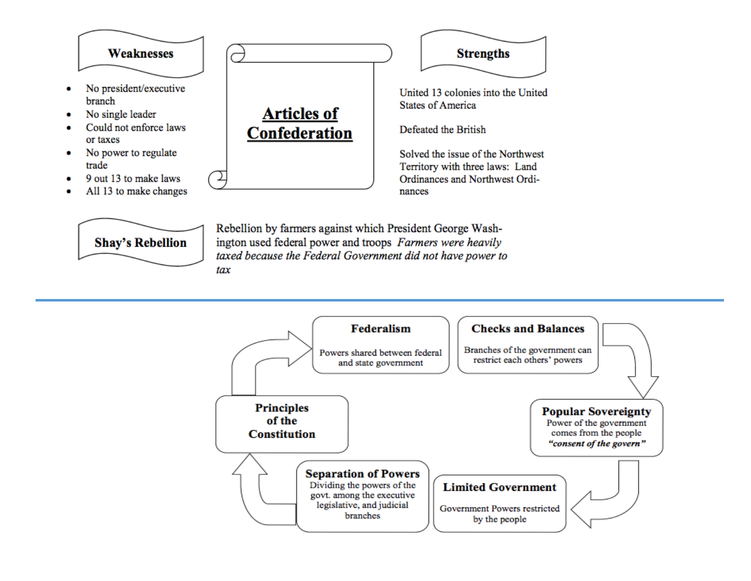## Articles of Confederation

### Weaknesses

- No president/executive branch
- No single leader
- Could not enforce laws or taxes
- No power to regulate trade
- 9 out 13 to make laws
- All 13 to make changes

### Strengths

United 13 colonies into the United States of America

Defeated the British

Solved the issue of the Northwest Territory with three laws: Land Ordinances and Northwest Ordinances

### Shay's Rebellion

Rebellion by farmers against which President George Washington used federal power and troops *Farmers were heavily taxed because the Federal Government did not have power to tax*

---

## Principles of the Constitution

**Federalism**
Powers shared between federal and state government

**Checks and Balances**
Branches of the government can restrict each others' powers

**Popular Sovereignty**
Power of the government comes from the people
***"consent of the govern"***

**Limited Government**
Government Powers restricted by the people

**Separation of Powers**
Dividing the powers of the govt. among the executive legislative, and judicial branches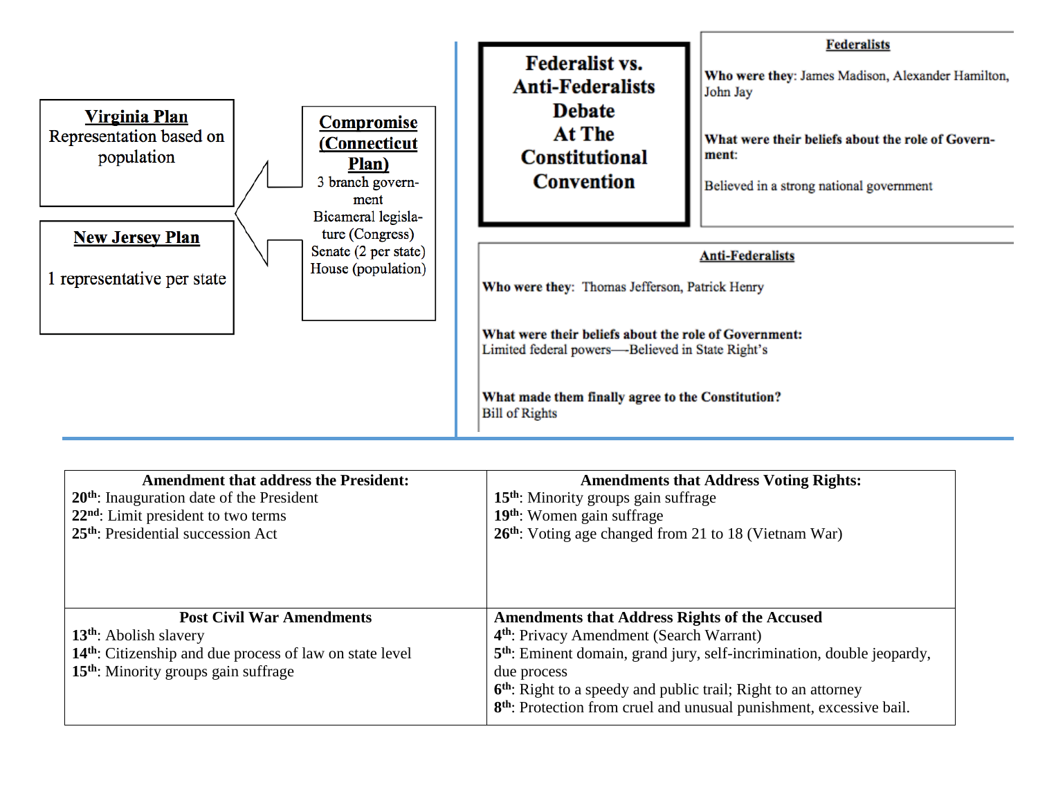**Virginia Plan**
Representation based on population

**New Jersey Plan**

1 representative per state

**Compromise (Connecticut Plan)**
3 branch government
Bicameral legislature (Congress)
Senate (2 per state)
House (population)

## Federalist vs. Anti-Federalists Debate At The Constitutional Convention

**Federalists**

**Who were they**: James Madison, Alexander Hamilton, John Jay

**What were their beliefs about the role of Government**:

Believed in a strong national government

**Anti-Federalists**

**Who were they**: Thomas Jefferson, Patrick Henry

**What were their beliefs about the role of Government:**
Limited federal powers—Believed in State Right's

**What made them finally agree to the Constitution?**
Bill of Rights

| | |
|---|---|
| **Amendment that address the President:**<br>**20th**: Inauguration date of the President<br>**22nd**: Limit president to two terms<br>**25th**: Presidential succession Act | **Amendments that Address Voting Rights:**<br>**15th**: Minority groups gain suffrage<br>**19th**: Women gain suffrage<br>**26th**: Voting age changed from 21 to 18 (Vietnam War) |
| **Post Civil War Amendments**<br>**13th**: Abolish slavery<br>**14th**: Citizenship and due process of law on state level<br>**15th**: Minority groups gain suffrage | **Amendments that Address Rights of the Accused**<br>**4th**: Privacy Amendment (Search Warrant)<br>**5th**: Eminent domain, grand jury, self-incrimination, double jeopardy, due process<br>**6th**: Right to a speedy and public trail; Right to an attorney<br>**8th**: Protection from cruel and unusual punishment, excessive bail. |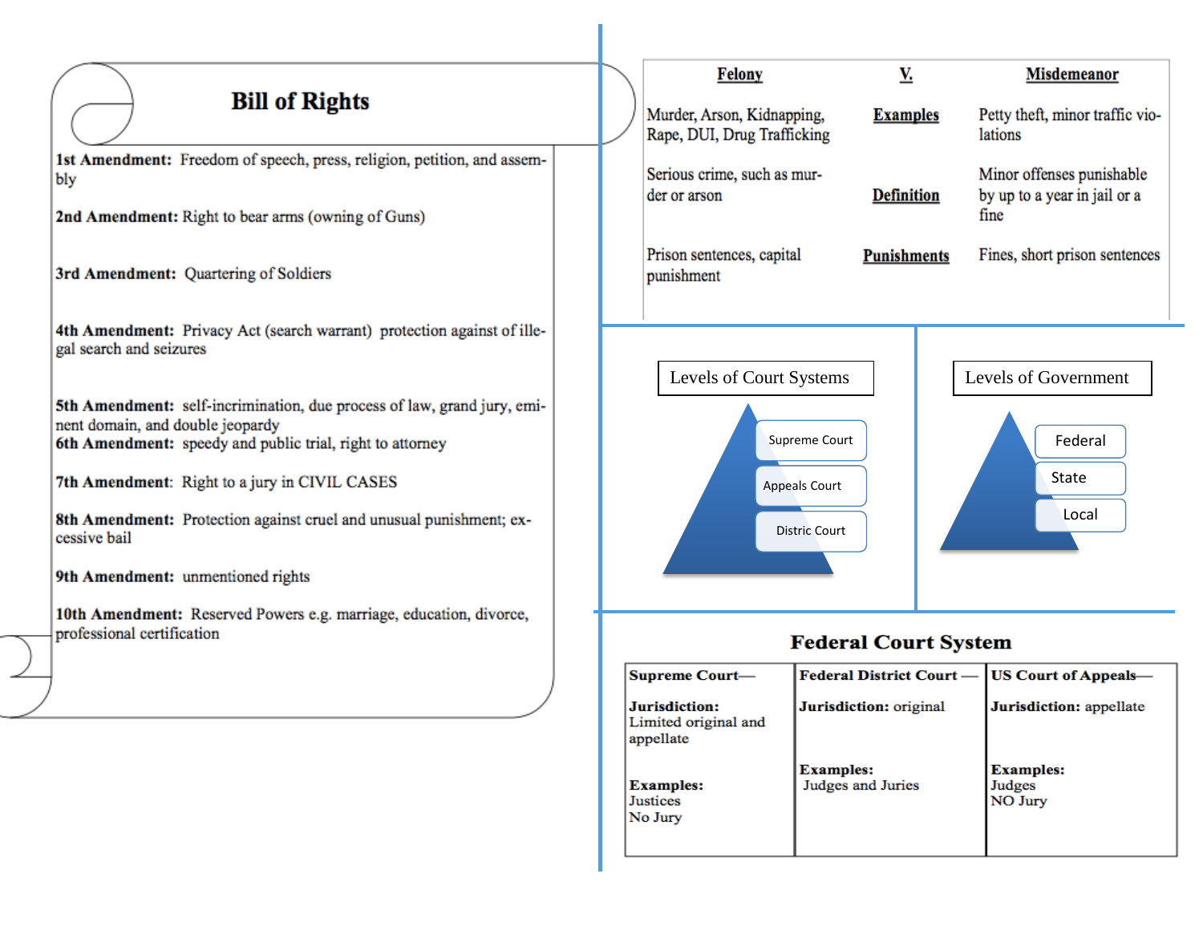## Bill of Rights

**1st Amendment:** Freedom of speech, press, religion, petition, and assembly

**2nd Amendment:** Right to bear arms (owning of Guns)

**3rd Amendment:** Quartering of Soldiers

**4th Amendment:** Privacy Act (search warrant) protection against of illegal search and seizures

**5th Amendment:** self-incrimination, due process of law, grand jury, eminent domain, and double jeopardy

**6th Amendment:** speedy and public trial, right to attorney

**7th Amendment:** Right to a jury in CIVIL CASES

**8th Amendment:** Protection against cruel and unusual punishment; excessive bail

**9th Amendment:** unmentioned rights

**10th Amendment:** Reserved Powers e.g. marriage, education, divorce, professional certification

| Felony | V. | Misdemeanor |
|---|---|---|
| Murder, Arson, Kidnapping, Rape, DUI, Drug Trafficking | **Examples** | Petty theft, minor traffic violations |
| Serious crime, such as murder or arson | **Definition** | Minor offenses punishable by up to a year in jail or a fine |
| Prison sentences, capital punishment | **Punishments** | Fines, short prison sentences |

### Levels of Court Systems

Supreme Court

Appeals Court

Distric Court

### Levels of Government

Federal

State

Local

## Federal Court System

| Supreme Court— | Federal District Court — | US Court of Appeals— |
|---|---|---|
| **Jurisdiction:** Limited original and appellate | **Jurisdiction:** original | **Jurisdiction:** appellate |
| **Examples:** Justices No Jury | **Examples:** Judges and Juries | **Examples:** Judges NO Jury |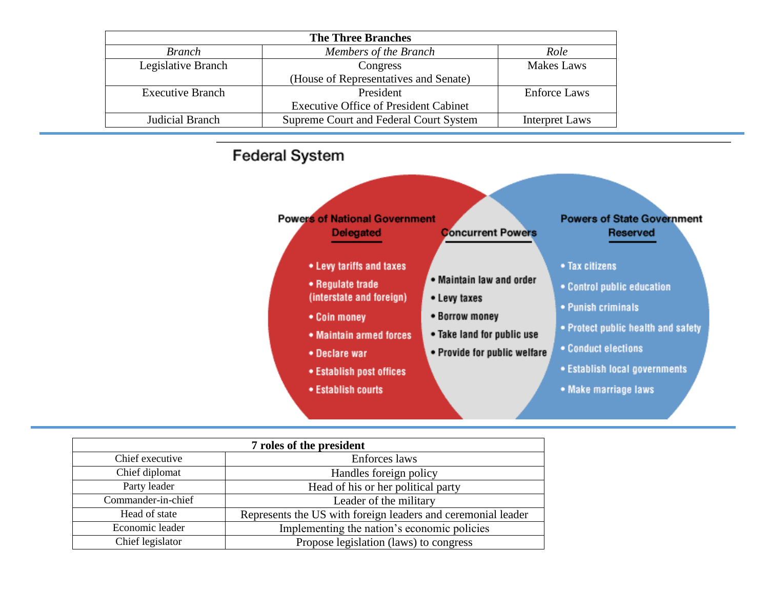| The Three Branches | | |
| --- | --- | --- |
| *Branch* | *Members of the Branch* | *Role* |
| Legislative Branch | Congress (House of Representatives and Senate) | Makes Laws |
| Executive Branch | President Executive Office of President Cabinet | Enforce Laws |
| Judicial Branch | Supreme Court and Federal Court System | Interpret Laws |

---

## Federal System

**Powers of National Government**
**Delegated**

- Levy tariffs and taxes
- Regulate trade (interstate and foreign)
- Coin money
- Maintain armed forces
- Declare war
- Establish post offices
- Establish courts

**Concurrent Powers**

- Maintain law and order
- Levy taxes
- Borrow money
- Take land for public use
- Provide for public welfare

**Powers of State Government**
**Reserved**

- Tax citizens
- Control public education
- Punish criminals
- Protect public health and safety
- Conduct elections
- Establish local governments
- Make marriage laws

---

| 7 roles of the president | |
| --- | --- |
| Chief executive | Enforces laws |
| Chief diplomat | Handles foreign policy |
| Party leader | Head of his or her political party |
| Commander-in-chief | Leader of the military |
| Head of state | Represents the US with foreign leaders and ceremonial leader |
| Economic leader | Implementing the nation's economic policies |
| Chief legislator | Propose legislation (laws) to congress |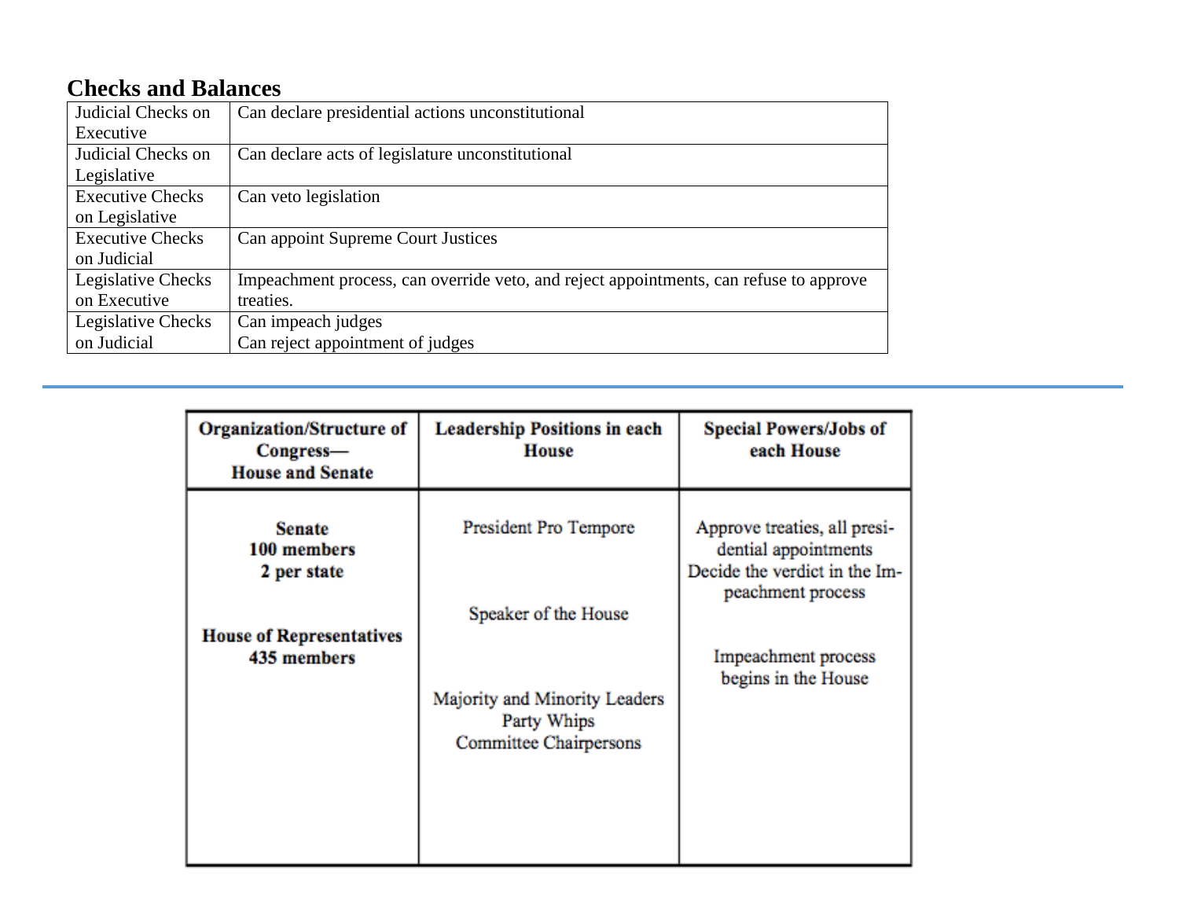## Checks and Balances

| | |
|---|---|
| Judicial Checks on Executive | Can declare presidential actions unconstitutional |
| Judicial Checks on Legislative | Can declare acts of legislature unconstitutional |
| Executive Checks on Legislative | Can veto legislation |
| Executive Checks on Judicial | Can appoint Supreme Court Justices |
| Legislative Checks on Executive | Impeachment process, can override veto, and reject appointments, can refuse to approve treaties. |
| Legislative Checks on Judicial | Can impeach judges<br>Can reject appointment of judges |

---

| Organization/Structure of Congress— House and Senate | Leadership Positions in each House | Special Powers/Jobs of each House |
|---|---|---|
| **Senate**<br>**100 members**<br>**2 per state** | President Pro Tempore | Approve treaties, all presidential appointments<br>Decide the verdict in the Impeachment process |
| **House of Representatives**<br>**435 members** | Speaker of the House | Impeachment process begins in the House |
| | Majority and Minority Leaders<br>Party Whips<br>Committee Chairpersons | |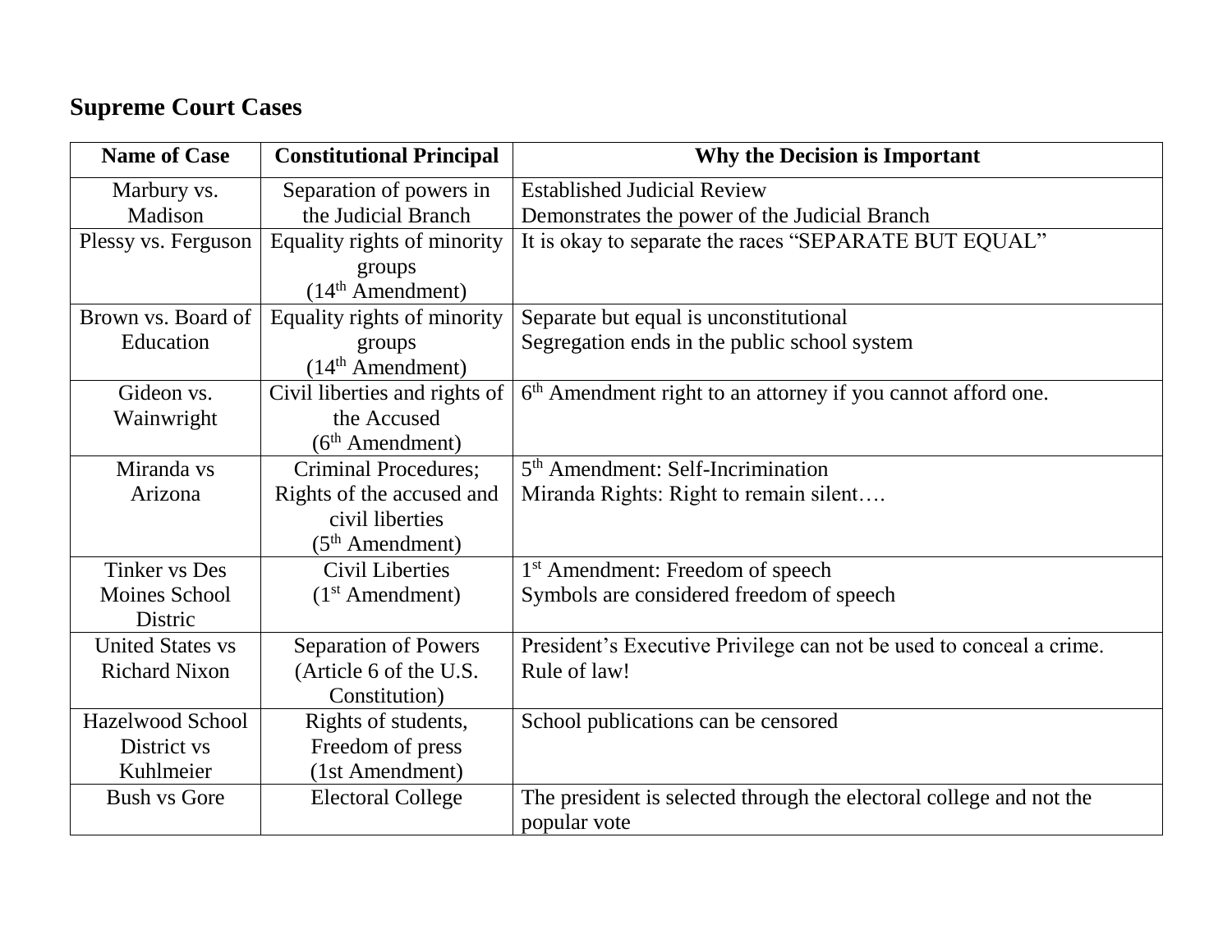## Supreme Court Cases

| Name of Case | Constitutional Principal | Why the Decision is Important |
|---|---|---|
| Marbury vs. Madison | Separation of powers in the Judicial Branch | Established Judicial Review<br>Demonstrates the power of the Judicial Branch |
| Plessy vs. Ferguson | Equality rights of minority groups (14th Amendment) | It is okay to separate the races "SEPARATE BUT EQUAL" |
| Brown vs. Board of Education | Equality rights of minority groups (14th Amendment) | Separate but equal is unconstitutional<br>Segregation ends in the public school system |
| Gideon vs. Wainwright | Civil liberties and rights of the Accused (6th Amendment) | 6th Amendment right to an attorney if you cannot afford one. |
| Miranda vs Arizona | Criminal Procedures; Rights of the accused and civil liberties (5th Amendment) | 5th Amendment: Self-Incrimination<br>Miranda Rights: Right to remain silent…. |
| Tinker vs Des Moines School Distric | Civil Liberties (1st Amendment) | 1st Amendment: Freedom of speech<br>Symbols are considered freedom of speech |
| United States vs Richard Nixon | Separation of Powers (Article 6 of the U.S. Constitution) | President's Executive Privilege can not be used to conceal a crime.<br>Rule of law! |
| Hazelwood School District vs Kuhlmeier | Rights of students, Freedom of press (1st Amendment) | School publications can be censored |
| Bush vs Gore | Electoral College | The president is selected through the electoral college and not the popular vote |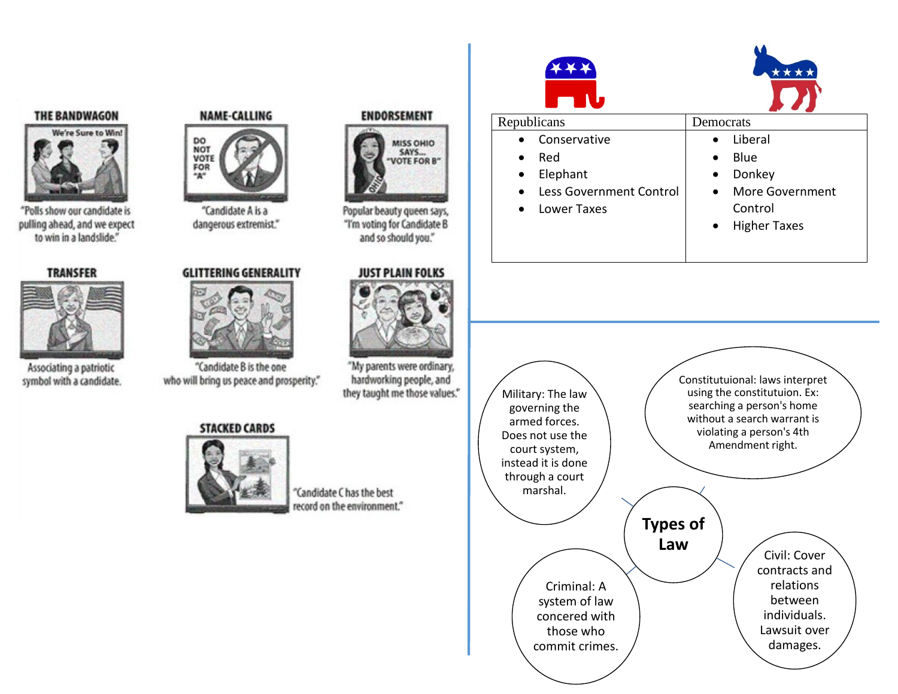### THE BANDWAGON

We're Sure to Win!

"Polls show our candidate is pulling ahead, and we expect to win in a landslide."

### NAME-CALLING

DO NOT VOTE FOR "A"

"Candidate A is a dangerous extremist."

### ENDORSEMENT

MISS OHIO SAYS... "VOTE FOR B"

Popular beauty queen says, "I'm voting for Candidate B and so should you."

### TRANSFER

Associating a patriotic symbol with a candidate.

### GLITTERING GENERALITY

"Candidate B is the one who will bring us peace and prosperity."

### JUST PLAIN FOLKS

"My parents were ordinary, hardworking people, and they taught me those values."

### STACKED CARDS

"Candidate C has the best record on the environment."

| Republicans | Democrats |
|---|---|
| • Conservative<br>• Red<br>• Elephant<br>• Less Government Control<br>• Lower Taxes | • Liberal<br>• Blue<br>• Donkey<br>• More Government Control<br>• Higher Taxes |

## Types of Law

- Military: The law governing the armed forces. Does not use the court system, instead it is done through a court marshal.
- Constitutuional: laws interpret using the constitutuion. Ex: searching a person's home without a search warrant is violating a person's 4th Amendment right.
- Criminal: A system of law concered with those who commit crimes.
- Civil: Cover contracts and relations between individuals. Lawsuit over damages.